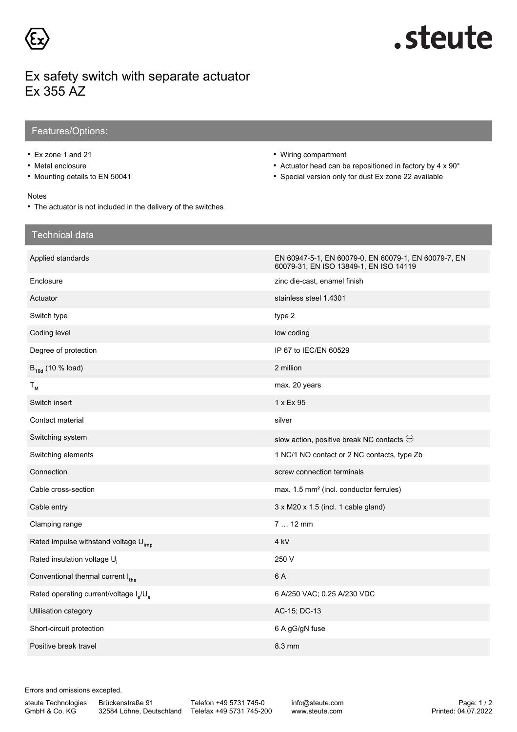# Ex safety switch with separate actuator
# Ex 355 AZ

## Features/Options:

- Ex zone 1 and 21
- Metal enclosure
- Mounting details to EN 50041
- Wiring compartment
- Actuator head can be repositioned in factory by 4 x 90°
- Special version only for dust Ex zone 22 available

Notes

- The actuator is not included in the delivery of the switches

## Technical data

| | |
|---|---|
| Applied standards | EN 60947-5-1, EN 60079-0, EN 60079-1, EN 60079-7, EN 60079-31, EN ISO 13849-1, EN ISO 14119 |
| Enclosure | zinc die-cast, enamel finish |
| Actuator | stainless steel 1.4301 |
| Switch type | type 2 |
| Coding level | low coding |
| Degree of protection | IP 67 to IEC/EN 60529 |
| $B_{10d}$ (10 % load) | 2 million |
| $T_M$ | max. 20 years |
| Switch insert | 1 x Ex 95 |
| Contact material | silver |
| Switching system | slow action, positive break NC contacts ⊖ |
| Switching elements | 1 NC/1 NO contact or 2 NC contacts, type Zb |
| Connection | screw connection terminals |
| Cable cross-section | max. 1.5 mm² (incl. conductor ferrules) |
| Cable entry | 3 x M20 x 1.5 (incl. 1 cable gland) |
| Clamping range | 7 … 12 mm |
| Rated impulse withstand voltage $U_{imp}$ | 4 kV |
| Rated insulation voltage $U_i$ | 250 V |
| Conventional thermal current $I_{the}$ | 6 A |
| Rated operating current/voltage $I_e/U_e$ | 6 A/250 VAC; 0.25 A/230 VDC |
| Utilisation category | AC-15; DC-13 |
| Short-circuit protection | 6 A gG/gN fuse |
| Positive break travel | 8.3 mm |

Errors and omissions excepted.

steute Technologies GmbH & Co. KG Brückenstraße 91 32584 Löhne, Deutschland Telefon +49 5731 745-0 Telefax +49 5731 745-200 info@steute.com www.steute.com Printed: 04.07.2022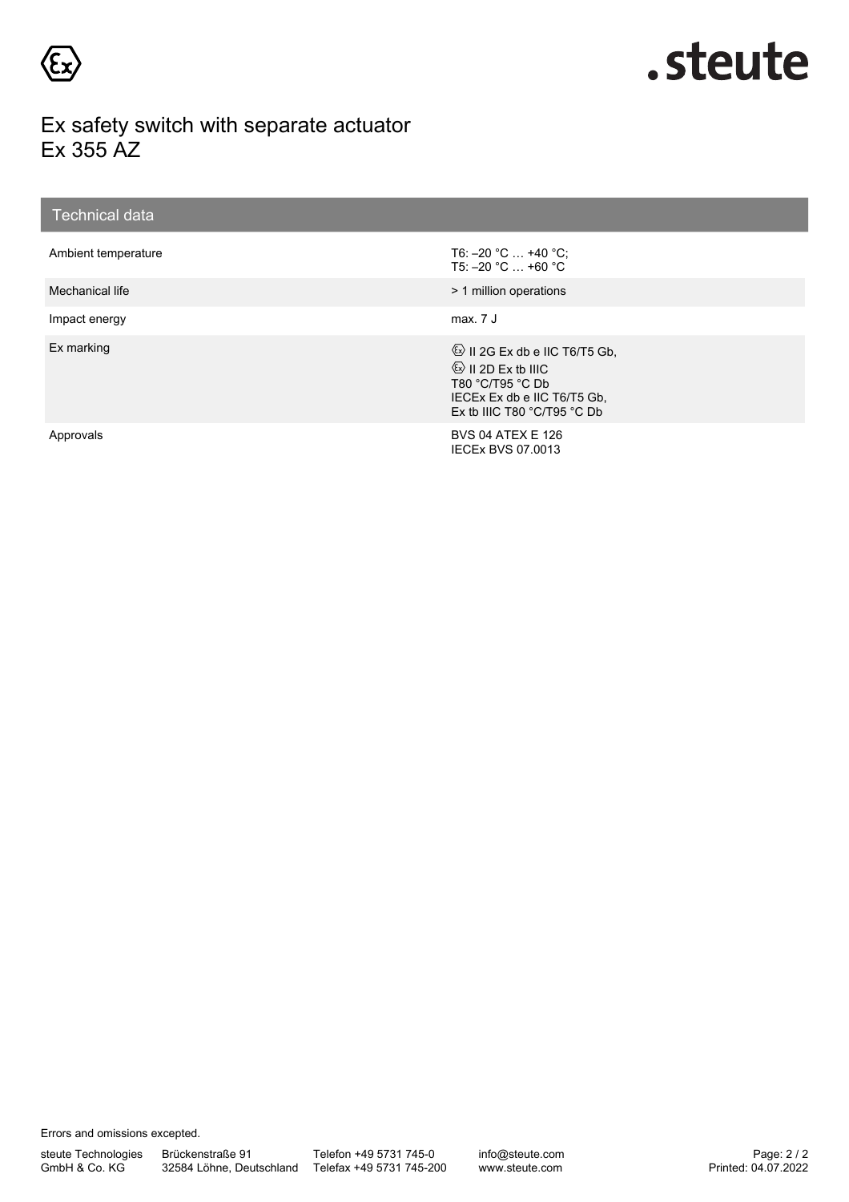# Ex safety switch with separate actuator
# Ex 355 AZ

## Technical data

| | |
|---|---|
| Ambient temperature | T6: –20 °C … +40 °C;<br>T5: –20 °C … +60 °C |
| Mechanical life | > 1 million operations |
| Impact energy | max. 7 J |
| Ex marking | Ⓔx II 2G Ex db e IIC T6/T5 Gb,<br>Ⓔx II 2D Ex tb IIIC<br>T80 °C/T95 °C Db<br>IECEx Ex db e IIC T6/T5 Gb,<br>Ex tb IIIC T80 °C/T95 °C Db |
| Approvals | BVS 04 ATEX E 126<br>IECEx BVS 07.0013 |

Errors and omissions excepted.

steute Technologies GmbH & Co. KG   Brückenstraße 91 32584 Löhne, Deutschland   Telefon +49 5731 745-0 Telefax +49 5731 745-200   info@steute.com www.steute.com

Printed: 04.07.2022